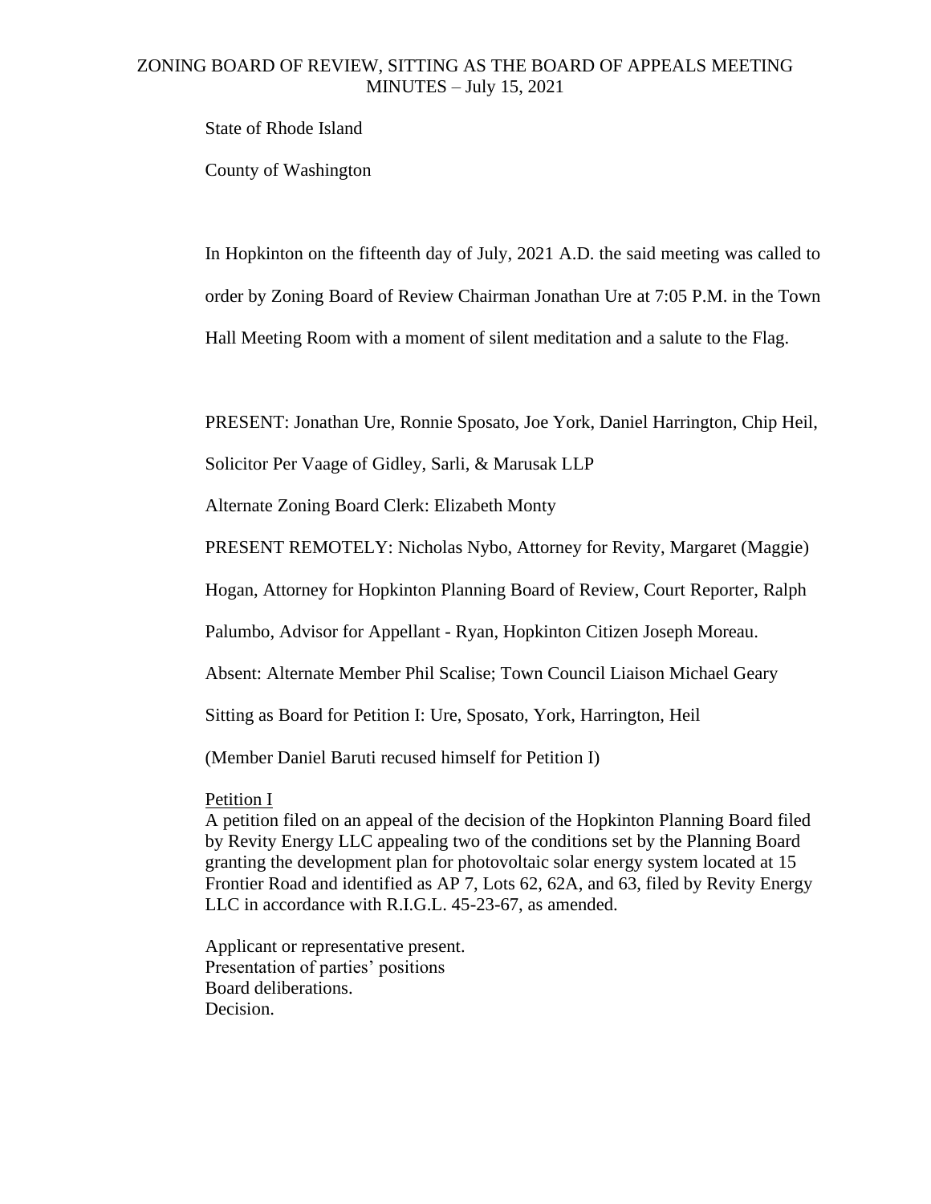# ZONING BOARD OF REVIEW, SITTING AS THE BOARD OF APPEALS MEETING MINUTES – July 15, 2021

State of Rhode Island

County of Washington

In Hopkinton on the fifteenth day of July, 2021 A.D. the said meeting was called to order by Zoning Board of Review Chairman Jonathan Ure at 7:05 P.M. in the Town Hall Meeting Room with a moment of silent meditation and a salute to the Flag.

PRESENT: Jonathan Ure, Ronnie Sposato, Joe York, Daniel Harrington, Chip Heil, Solicitor Per Vaage of Gidley, Sarli, & Marusak LLP

Alternate Zoning Board Clerk: Elizabeth Monty

PRESENT REMOTELY: Nicholas Nybo, Attorney for Revity, Margaret (Maggie) Hogan, Attorney for Hopkinton Planning Board of Review, Court Reporter, Ralph Palumbo, Advisor for Appellant - Ryan, Hopkinton Citizen Joseph Moreau.

Absent: Alternate Member Phil Scalise; Town Council Liaison Michael Geary

Sitting as Board for Petition I: Ure, Sposato, York, Harrington, Heil

(Member Daniel Baruti recused himself for Petition I)

<u>Petition I</u>

A petition filed on an appeal of the decision of the Hopkinton Planning Board filed by Revity Energy LLC appealing two of the conditions set by the Planning Board granting the development plan for photovoltaic solar energy system located at 15 Frontier Road and identified as AP 7, Lots 62, 62A, and 63, filed by Revity Energy LLC in accordance with R.I.G.L. 45-23-67, as amended.

Applicant or representative present.
Presentation of parties' positions
Board deliberations.
Decision.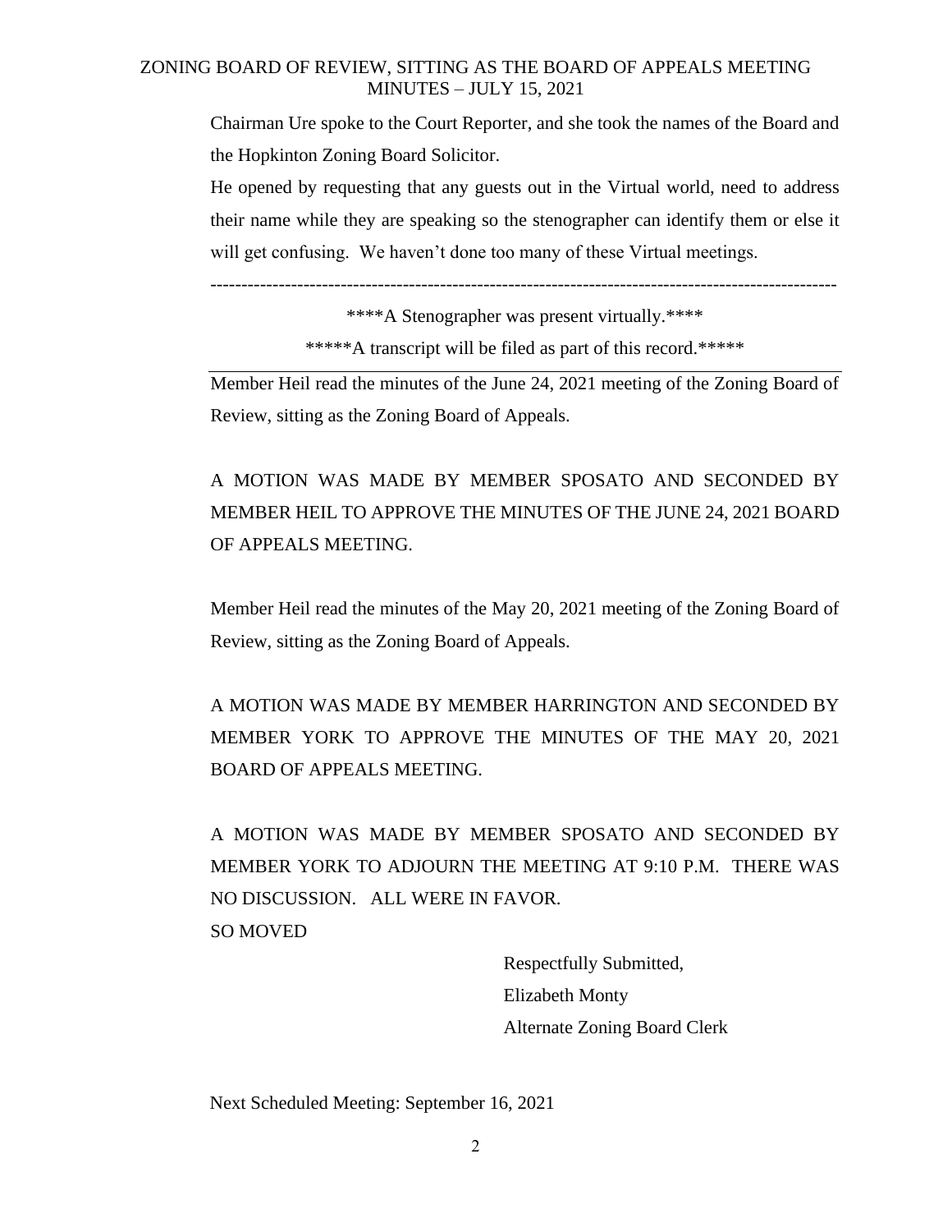Chairman Ure spoke to the Court Reporter, and she took the names of the Board and the Hopkinton Zoning Board Solicitor.

He opened by requesting that any guests out in the Virtual world, need to address their name while they are speaking so the stenographer can identify them or else it will get confusing. We haven't done too many of these Virtual meetings.

---

\*\*\*\*A Stenographer was present virtually.\*\*\*\*

\*\*\*\*\*A transcript will be filed as part of this record.\*\*\*\*\*

---

Member Heil read the minutes of the June 24, 2021 meeting of the Zoning Board of Review, sitting as the Zoning Board of Appeals.

A MOTION WAS MADE BY MEMBER SPOSATO AND SECONDED BY MEMBER HEIL TO APPROVE THE MINUTES OF THE JUNE 24, 2021 BOARD OF APPEALS MEETING.

Member Heil read the minutes of the May 20, 2021 meeting of the Zoning Board of Review, sitting as the Zoning Board of Appeals.

A MOTION WAS MADE BY MEMBER HARRINGTON AND SECONDED BY MEMBER YORK TO APPROVE THE MINUTES OF THE MAY 20, 2021 BOARD OF APPEALS MEETING.

A MOTION WAS MADE BY MEMBER SPOSATO AND SECONDED BY MEMBER YORK TO ADJOURN THE MEETING AT 9:10 P.M. THERE WAS NO DISCUSSION. ALL WERE IN FAVOR.

SO MOVED

Respectfully Submitted,
Elizabeth Monty
Alternate Zoning Board Clerk

Next Scheduled Meeting: September 16, 2021